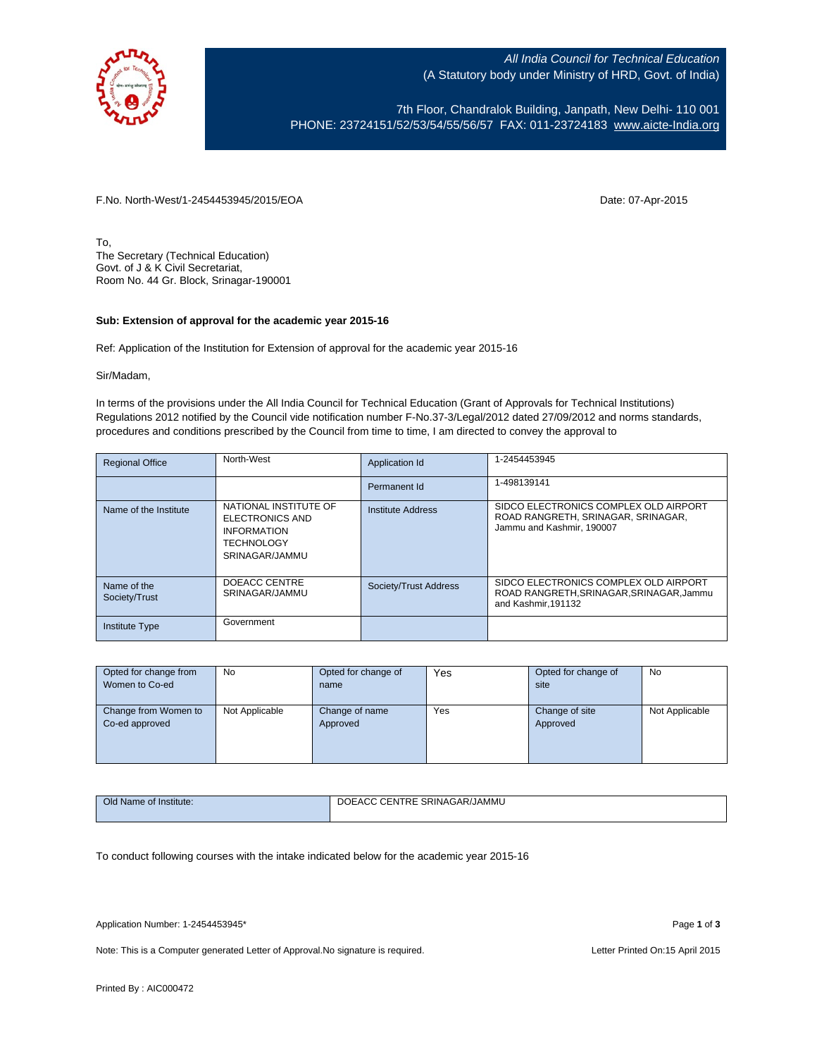*All India Council for Technical Education*
(A Statutory body under Ministry of HRD, Govt. of India)

7th Floor, Chandralok Building, Janpath, New Delhi- 110 001
PHONE: 23724151/52/53/54/55/56/57 FAX: 011-23724183 www.aicte-India.org

F.No. North-West/1-2454453945/2015/EOA

Date: 07-Apr-2015

To,
The Secretary (Technical Education)
Govt. of J & K Civil Secretariat,
Room No. 44 Gr. Block, Srinagar-190001

**Sub: Extension of approval for the academic year 2015-16**

Ref: Application of the Institution for Extension of approval for the academic year 2015-16

Sir/Madam,

In terms of the provisions under the All India Council for Technical Education (Grant of Approvals for Technical Institutions) Regulations 2012 notified by the Council vide notification number F-No.37-3/Legal/2012 dated 27/09/2012 and norms standards, procedures and conditions prescribed by the Council from time to time, I am directed to convey the approval to

| Regional Office | North-West | Application Id | 1-2454453945 |
|---|---|---|---|
| | | Permanent Id | 1-498139141 |
| Name of the Institute | NATIONAL INSTITUTE OF ELECTRONICS AND INFORMATION TECHNOLOGY SRINAGAR/JAMMU | Institute Address | SIDCO ELECTRONICS COMPLEX OLD AIRPORT ROAD RANGRETH, SRINAGAR, Jammu and Kashmir, 190007 |
| Name of the Society/Trust | DOEACC CENTRE SRINAGAR/JAMMU | Society/Trust Address | SIDCO ELECTRONICS COMPLEX OLD AIRPORT ROAD RANGRETH,SRINAGAR,SRINAGAR,Jammu and Kashmir,191132 |
| Institute Type | Government | | |

| Opted for change from Women to Co-ed | No | Opted for change of name | Yes | Opted for change of site | No |
|---|---|---|---|---|---|
| Change from Women to Co-ed approved | Not Applicable | Change of name Approved | Yes | Change of site Approved | Not Applicable |

| Old Name of Institute: | DOEACC CENTRE SRINAGAR/JAMMU |
|---|---|

To conduct following courses with the intake indicated below for the academic year 2015-16

Application Number: 1-2454453945*

Note: This is a Computer generated Letter of Approval.No signature is required.

Letter Printed On:15 April 2015

Printed By : AIC000472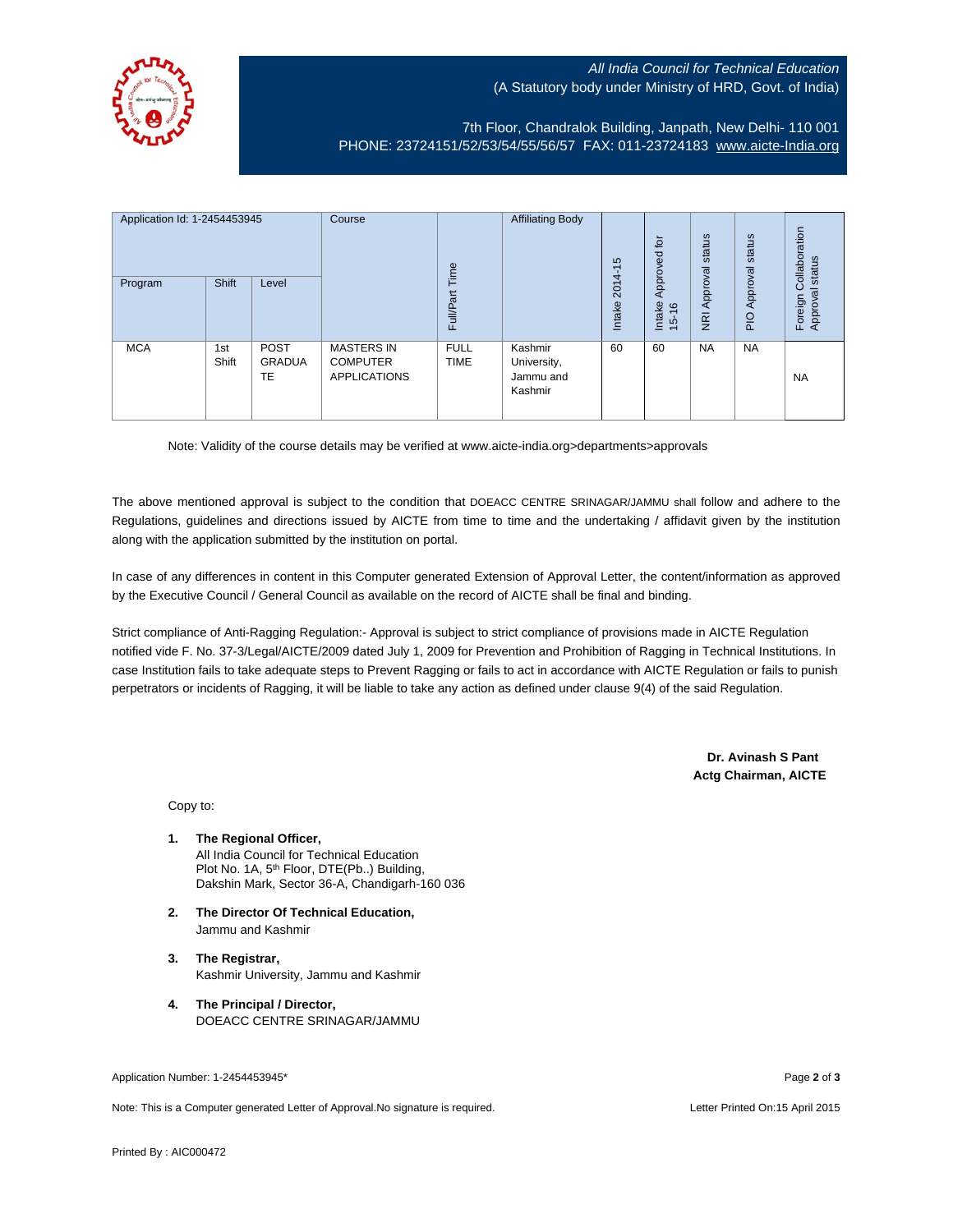All India Council for Technical Education
(A Statutory body under Ministry of HRD, Govt. of India)

7th Floor, Chandralok Building, Janpath, New Delhi- 110 001
PHONE: 23724151/52/53/54/55/56/57 FAX: 011-23724183 www.aicte-India.org

| Application Id: 1-2454453945 | | | Course | Full/Part Time | Affiliating Body | Intake 2014-15 | Intake Approved for 15-16 | NRI Approval status | PIO Approval status | Foreign Collaboration Approval status |
|---|---|---|---|---|---|---|---|---|---|---|
| Program | Shift | Level | | | | | | | | |
| MCA | 1st Shift | POST GRADUATE | MASTERS IN COMPUTER APPLICATIONS | FULL TIME | Kashmir University, Jammu and Kashmir | 60 | 60 | NA | NA | NA |

Note: Validity of the course details may be verified at www.aicte-india.org>departments>approvals

The above mentioned approval is subject to the condition that DOEACC CENTRE SRINAGAR/JAMMU shall follow and adhere to the Regulations, guidelines and directions issued by AICTE from time to time and the undertaking / affidavit given by the institution along with the application submitted by the institution on portal.

In case of any differences in content in this Computer generated Extension of Approval Letter, the content/information as approved by the Executive Council / General Council as available on the record of AICTE shall be final and binding.

Strict compliance of Anti-Ragging Regulation:- Approval is subject to strict compliance of provisions made in AICTE Regulation notified vide F. No. 37-3/Legal/AICTE/2009 dated July 1, 2009 for Prevention and Prohibition of Ragging in Technical Institutions. In case Institution fails to take adequate steps to Prevent Ragging or fails to act in accordance with AICTE Regulation or fails to punish perpetrators or incidents of Ragging, it will be liable to take any action as defined under clause 9(4) of the said Regulation.

**Dr. Avinash S Pant**
**Actg Chairman, AICTE**

Copy to:

1. **The Regional Officer,**
   All India Council for Technical Education
   Plot No. 1A, 5th Floor, DTE(Pb..) Building,
   Dakshin Mark, Sector 36-A, Chandigarh-160 036

2. **The Director Of Technical Education,**
   Jammu and Kashmir

3. **The Registrar,**
   Kashmir University, Jammu and Kashmir

4. **The Principal / Director,**
   DOEACC CENTRE SRINAGAR/JAMMU

Application Number: 1-2454453945*

Note: This is a Computer generated Letter of Approval.No signature is required. Letter Printed On:15 April 2015

Printed By : AIC000472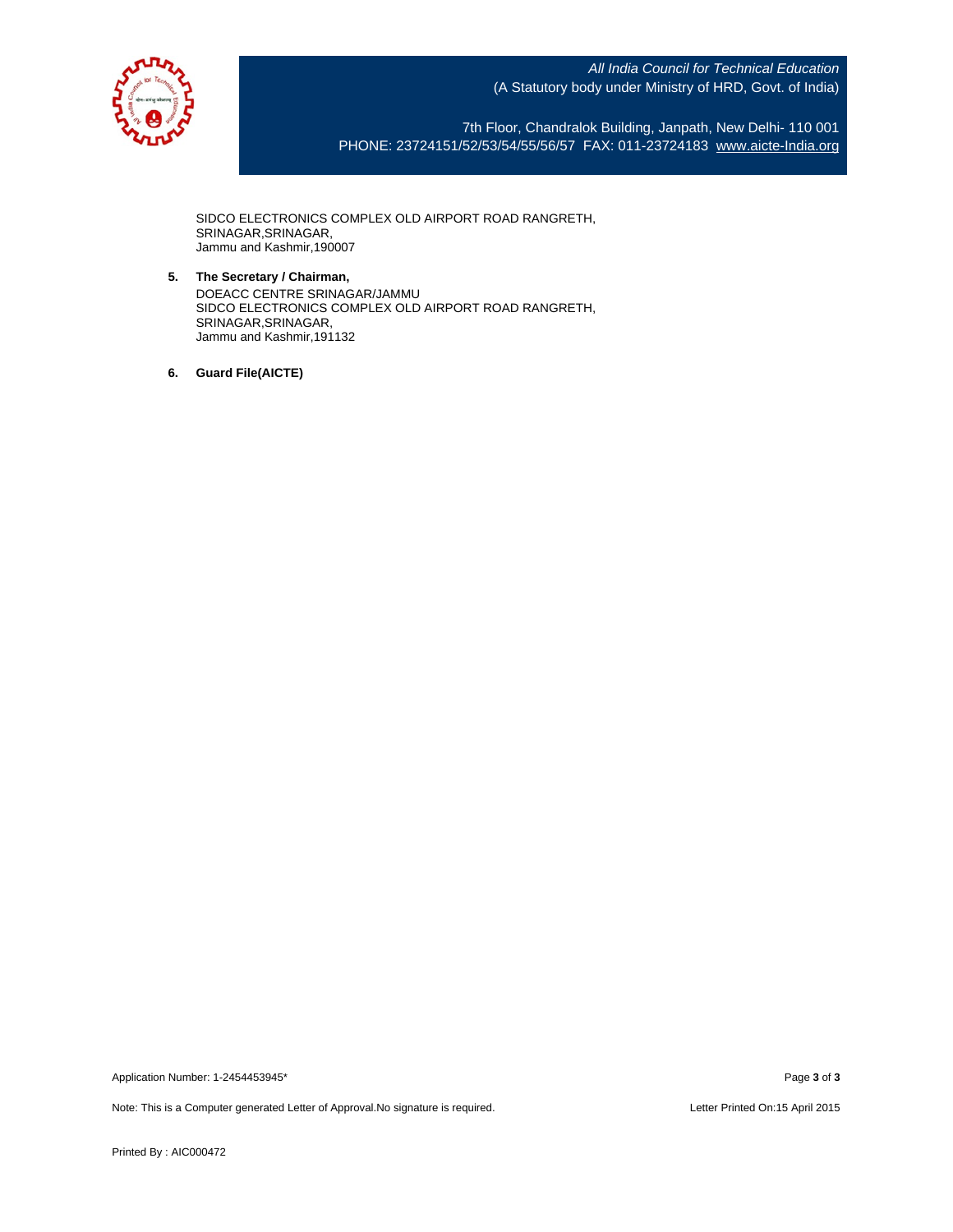SIDCO ELECTRONICS COMPLEX OLD AIRPORT ROAD RANGRETH,
SRINAGAR,SRINAGAR,
Jammu and Kashmir,190007

5. **The Secretary / Chairman,**
   DOEACC CENTRE SRINAGAR/JAMMU
   SIDCO ELECTRONICS COMPLEX OLD AIRPORT ROAD RANGRETH,
   SRINAGAR,SRINAGAR,
   Jammu and Kashmir,191132

6. **Guard File(AICTE)**

Application Number: 1-2454453945*

Note: This is a Computer generated Letter of Approval.No signature is required.

Letter Printed On:15 April 2015

Printed By : AIC000472